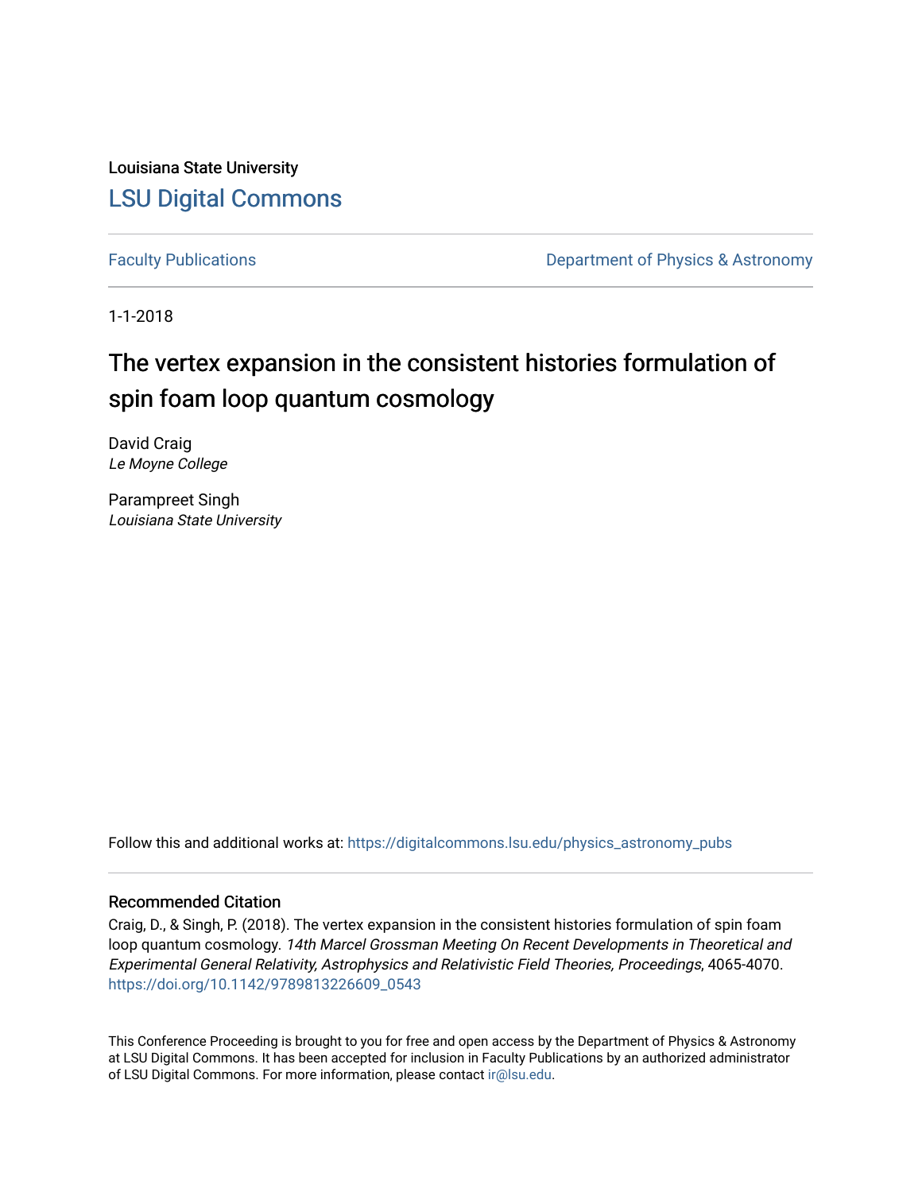Louisiana State University

# LSU Digital Commons

Faculty Publications

Department of Physics & Astronomy

1-1-2018

## The vertex expansion in the consistent histories formulation of spin foam loop quantum cosmology

David Craig
*Le Moyne College*

Parampreet Singh
*Louisiana State University*

Follow this and additional works at: https://digitalcommons.lsu.edu/physics_astronomy_pubs

### Recommended Citation

Craig, D., & Singh, P. (2018). The vertex expansion in the consistent histories formulation of spin foam loop quantum cosmology. *14th Marcel Grossman Meeting On Recent Developments in Theoretical and Experimental General Relativity, Astrophysics and Relativistic Field Theories, Proceedings*, 4065-4070. https://doi.org/10.1142/9789813226609_0543

This Conference Proceeding is brought to you for free and open access by the Department of Physics & Astronomy at LSU Digital Commons. It has been accepted for inclusion in Faculty Publications by an authorized administrator of LSU Digital Commons. For more information, please contact ir@lsu.edu.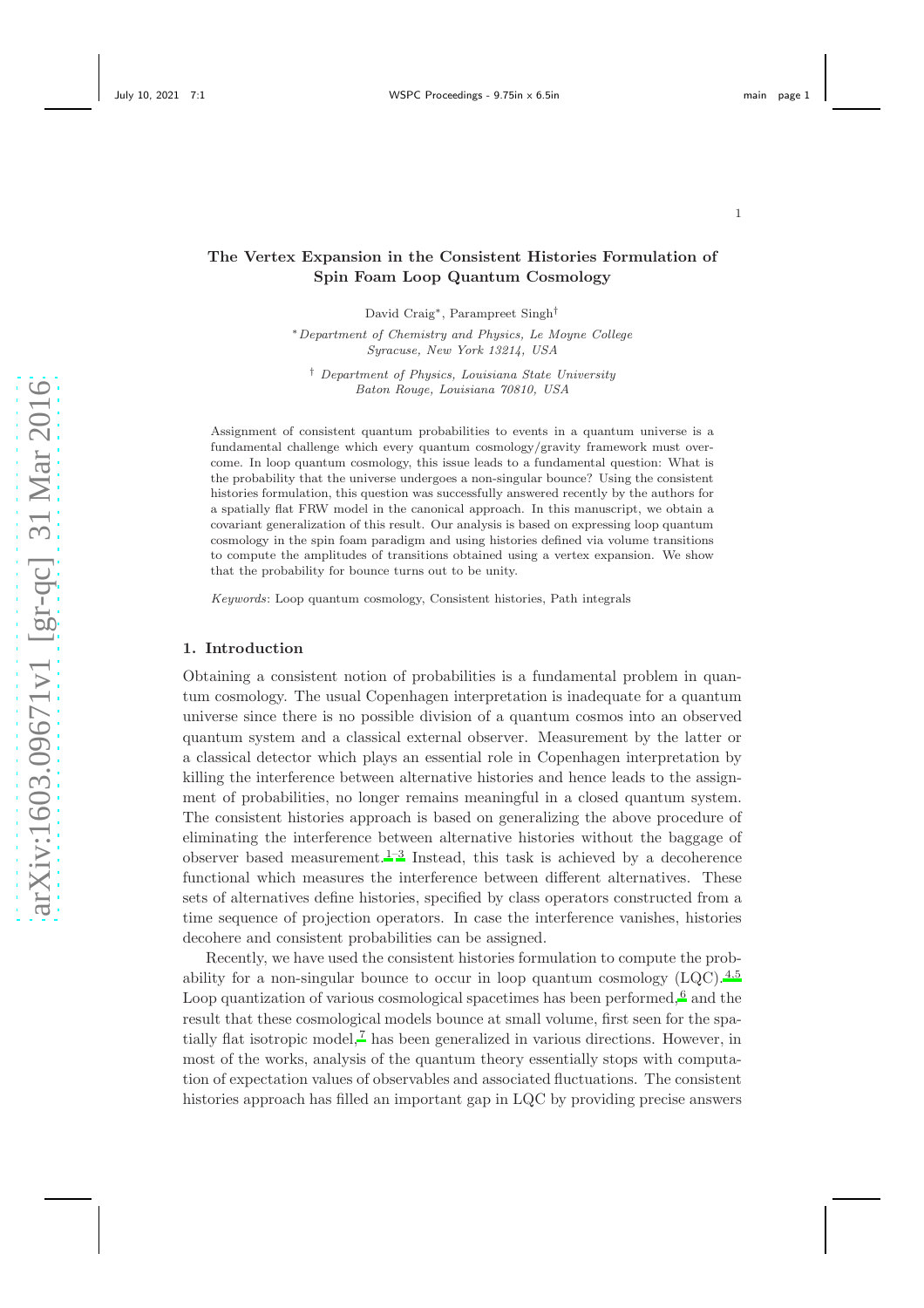# The Vertex Expansion in the Consistent Histories Formulation of Spin Foam Loop Quantum Cosmology

David Craig*, Parampreet Singh†

*Department of Chemistry and Physics, Le Moyne College  
Syracuse, New York 13214, USA

† Department of Physics, Louisiana State University  
Baton Rouge, Louisiana 70810, USA

Assignment of consistent quantum probabilities to events in a quantum universe is a fundamental challenge which every quantum cosmology/gravity framework must overcome. In loop quantum cosmology, this issue leads to a fundamental question: What is the probability that the universe undergoes a non-singular bounce? Using the consistent histories formulation, this question was successfully answered recently by the authors for a spatially flat FRW model in the canonical approach. In this manuscript, we obtain a covariant generalization of this result. Our analysis is based on expressing loop quantum cosmology in the spin foam paradigm and using histories defined via volume transitions to compute the amplitudes of transitions obtained using a vertex expansion. We show that the probability for bounce turns out to be unity.

*Keywords*: Loop quantum cosmology, Consistent histories, Path integrals

## 1. Introduction

Obtaining a consistent notion of probabilities is a fundamental problem in quantum cosmology. The usual Copenhagen interpretation is inadequate for a quantum universe since there is no possible division of a quantum cosmos into an observed quantum system and a classical external observer. Measurement by the latter or a classical detector which plays an essential role in Copenhagen interpretation by killing the interference between alternative histories and hence leads to the assignment of probabilities, no longer remains meaningful in a closed quantum system. The consistent histories approach is based on generalizing the above procedure of eliminating the interference between alternative histories without the baggage of observer based measurement.[1–3] Instead, this task is achieved by a decoherence functional which measures the interference between different alternatives. These sets of alternatives define histories, specified by class operators constructed from a time sequence of projection operators. In case the interference vanishes, histories decohere and consistent probabilities can be assigned.

Recently, we have used the consistent histories formulation to compute the probability for a non-singular bounce to occur in loop quantum cosmology (LQC).[4,5] Loop quantization of various cosmological spacetimes has been performed,[6] and the result that these cosmological models bounce at small volume, first seen for the spatially flat isotropic model,[7] has been generalized in various directions. However, in most of the works, analysis of the quantum theory essentially stops with computation of expectation values of observables and associated fluctuations. The consistent histories approach has filled an important gap in LQC by providing precise answers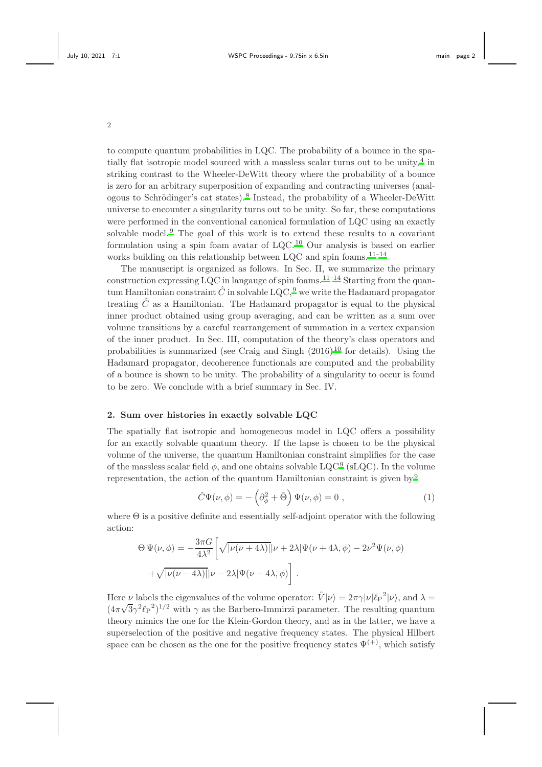to compute quantum probabilities in LQC. The probability of a bounce in the spatially flat isotropic model sourced with a massless scalar turns out to be unity,[4] in striking contrast to the Wheeler-DeWitt theory where the probability of a bounce is zero for an arbitrary superposition of expanding and contracting universes (analogous to Schrödinger's cat states).[8] Instead, the probability of a Wheeler-DeWitt universe to encounter a singularity turns out to be unity. So far, these computations were performed in the conventional canonical formulation of LQC using an exactly solvable model.[9] The goal of this work is to extend these results to a covariant formulation using a spin foam avatar of LQC.[10] Our analysis is based on earlier works building on this relationship between LQC and spin foams.[11–14]

The manuscript is organized as follows. In Sec. II, we summarize the primary construction expressing LQC in langauge of spin foams.[11–14] Starting from the quantum Hamiltonian constraint $\hat{C}$ in solvable LQC,[9] we write the Hadamard propagator treating $\hat{C}$ as a Hamiltonian. The Hadamard propagator is equal to the physical inner product obtained using group averaging, and can be written as a sum over volume transitions by a careful rearrangement of summation in a vertex expansion of the inner product. In Sec. III, computation of the theory's class operators and probabilities is summarized (see Craig and Singh (2016)[10] for details). Using the Hadamard propagator, decoherence functionals are computed and the probability of a bounce is shown to be unity. The probability of a singularity to occur is found to be zero. We conclude with a brief summary in Sec. IV.

## 2. Sum over histories in exactly solvable LQC

The spatially flat isotropic and homogeneous model in LQC offers a possibility for an exactly solvable quantum theory. If the lapse is chosen to be the physical volume of the universe, the quantum Hamiltonian constraint simplifies for the case of the massless scalar field $\phi$, and one obtains solvable LQC[9] (sLQC). In the volume representation, the action of the quantum Hamiltonian constraint is given by[9]

$$\hat{C}\Psi(\nu, \phi) = -\left(\partial_\phi^2 + \hat{\Theta}\right)\Psi(\nu, \phi) = 0 \, , \tag{1}$$

where $\Theta$ is a positive definite and essentially self-adjoint operator with the following action:

$$\Theta\,\Psi(\nu, \phi) = -\frac{3\pi G}{4\lambda^2}\bigg[\sqrt{|\nu(\nu + 4\lambda)|}|\nu + 2\lambda|\Psi(\nu + 4\lambda, \phi) - 2\nu^2\Psi(\nu, \phi)$$
$$+\sqrt{|\nu(\nu - 4\lambda)|}|\nu - 2\lambda|\Psi(\nu - 4\lambda, \phi)\bigg] \, .$$

Here $\nu$ labels the eigenvalues of the volume operator: $\hat{V}|\nu\rangle = 2\pi\gamma|\nu|{\ell_{\rm P}}^2|\nu\rangle$, and $\lambda = (4\pi\sqrt{3}\gamma^2{\ell_{\rm P}}^2)^{1/2}$ with $\gamma$ as the Barbero-Immirzi parameter. The resulting quantum theory mimics the one for the Klein-Gordon theory, and as in the latter, we have a superselection of the positive and negative frequency states. The physical Hilbert space can be chosen as the one for the positive frequency states $\Psi^{(+)}$, which satisfy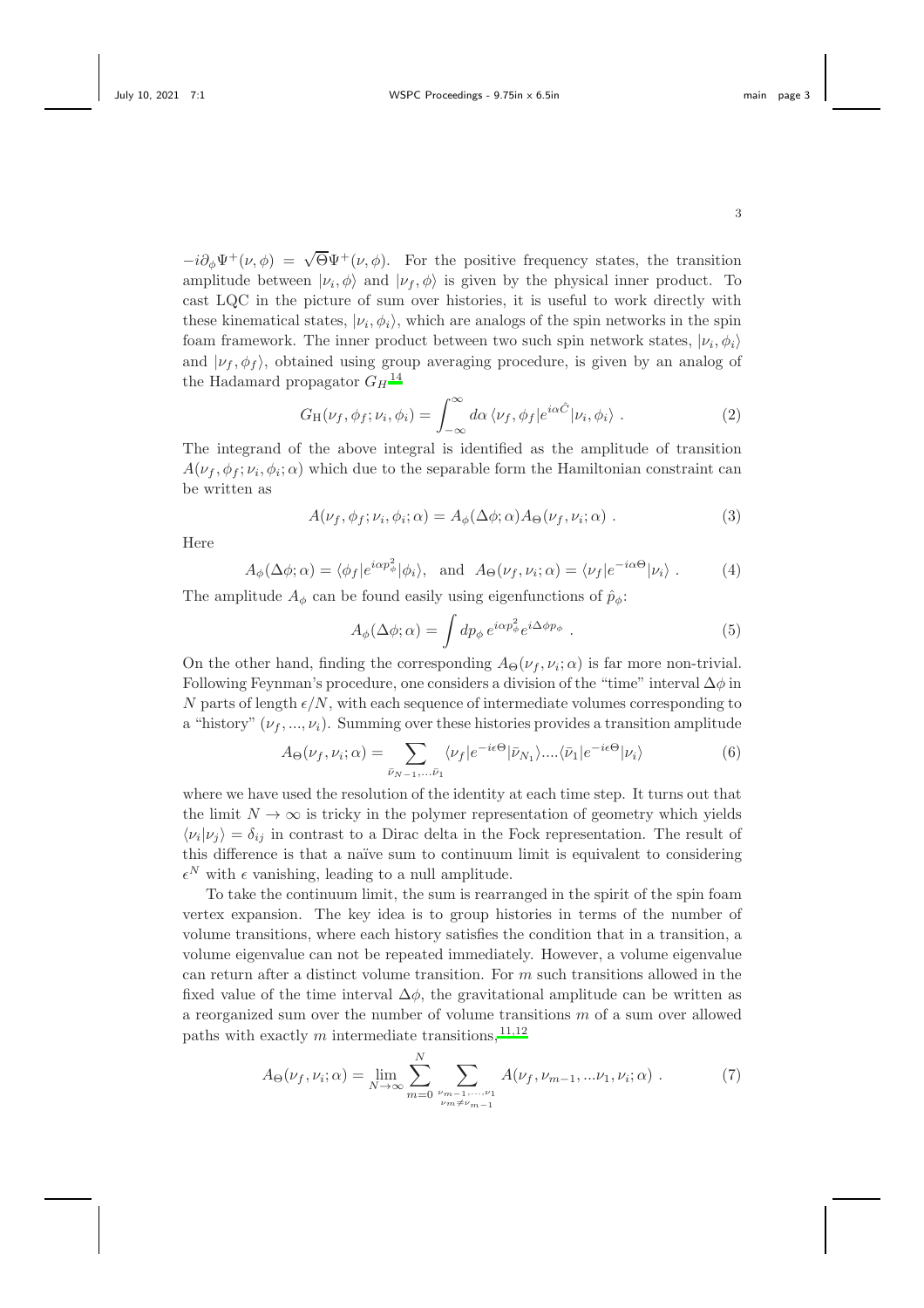$-i\partial_\phi \Psi^+(\nu,\phi) = \sqrt{\Theta}\Psi^+(\nu,\phi)$. For the positive frequency states, the transition amplitude between $|\nu_i,\phi\rangle$ and $|\nu_f,\phi\rangle$ is given by the physical inner product. To cast LQC in the picture of sum over histories, it is useful to work directly with these kinematical states, $|\nu_i,\phi_i\rangle$, which are analogs of the spin networks in the spin foam framework. The inner product between two such spin network states, $|\nu_i,\phi_i\rangle$ and $|\nu_f,\phi_f\rangle$, obtained using group averaging procedure, is given by an analog of the Hadamard propagator $G_H$[14]

$$G_{\rm H}(\nu_f,\phi_f;\nu_i,\phi_i) = \int_{-\infty}^{\infty} d\alpha \, \langle \nu_f,\phi_f| e^{i\alpha \hat{C}} |\nu_i,\phi_i\rangle \ . \tag{2}$$

The integrand of the above integral is identified as the amplitude of transition $A(\nu_f,\phi_f;\nu_i,\phi_i;\alpha)$ which due to the separable form the Hamiltonian constraint can be written as

$$A(\nu_f,\phi_f;\nu_i,\phi_i;\alpha) = A_\phi(\Delta\phi;\alpha) A_\Theta(\nu_f,\nu_i;\alpha) \ . \tag{3}$$

Here

$$A_\phi(\Delta\phi;\alpha) = \langle \phi_f| e^{i\alpha p_\phi^2} |\phi_i\rangle, \ \ \text{and} \ \ A_\Theta(\nu_f,\nu_i;\alpha) = \langle \nu_f| e^{-i\alpha\Theta} |\nu_i\rangle \ . \tag{4}$$

The amplitude $A_\phi$ can be found easily using eigenfunctions of $\hat{p}_\phi$:

$$A_\phi(\Delta\phi;\alpha) = \int dp_\phi \, e^{i\alpha p_\phi^2} e^{i\Delta\phi p_\phi} \ . \tag{5}$$

On the other hand, finding the corresponding $A_\Theta(\nu_f,\nu_i;\alpha)$ is far more non-trivial. Following Feynman's procedure, one considers a division of the "time" interval $\Delta\phi$ in $N$ parts of length $\epsilon/N$, with each sequence of intermediate volumes corresponding to a "history" $(\nu_f,...,\nu_i)$. Summing over these histories provides a transition amplitude

$$A_\Theta(\nu_f,\nu_i;\alpha) = \sum_{\bar{\nu}_{N-1},...\bar{\nu}_1} \langle \nu_f| e^{-i\epsilon\Theta} |\bar{\nu}_{N_1}\rangle .... \langle \bar{\nu}_1| e^{-i\epsilon\Theta} |\nu_i\rangle \tag{6}$$

where we have used the resolution of the identity at each time step. It turns out that the limit $N \to \infty$ is tricky in the polymer representation of geometry which yields $\langle \nu_i|\nu_j\rangle = \delta_{ij}$ in contrast to a Dirac delta in the Fock representation. The result of this difference is that a naïve sum to continuum limit is equivalent to considering $\epsilon^N$ with $\epsilon$ vanishing, leading to a null amplitude.

To take the continuum limit, the sum is rearranged in the spirit of the spin foam vertex expansion. The key idea is to group histories in terms of the number of volume transitions, where each history satisfies the condition that in a transition, a volume eigenvalue can not be repeated immediately. However, a volume eigenvalue can return after a distinct volume transition. For $m$ such transitions allowed in the fixed value of the time interval $\Delta\phi$, the gravitational amplitude can be written as a reorganized sum over the number of volume transitions $m$ of a sum over allowed paths with exactly $m$ intermediate transitions,[11,12]

$$A_\Theta(\nu_f,\nu_i;\alpha) = \lim_{N\to\infty} \sum_{m=0}^{N} \sum_{\substack{\nu_{m-1},...,\nu_1 \\ \nu_m \neq \nu_{m-1}}} A(\nu_f,\nu_{m-1},...\nu_1,\nu_i;\alpha) \ . \tag{7}$$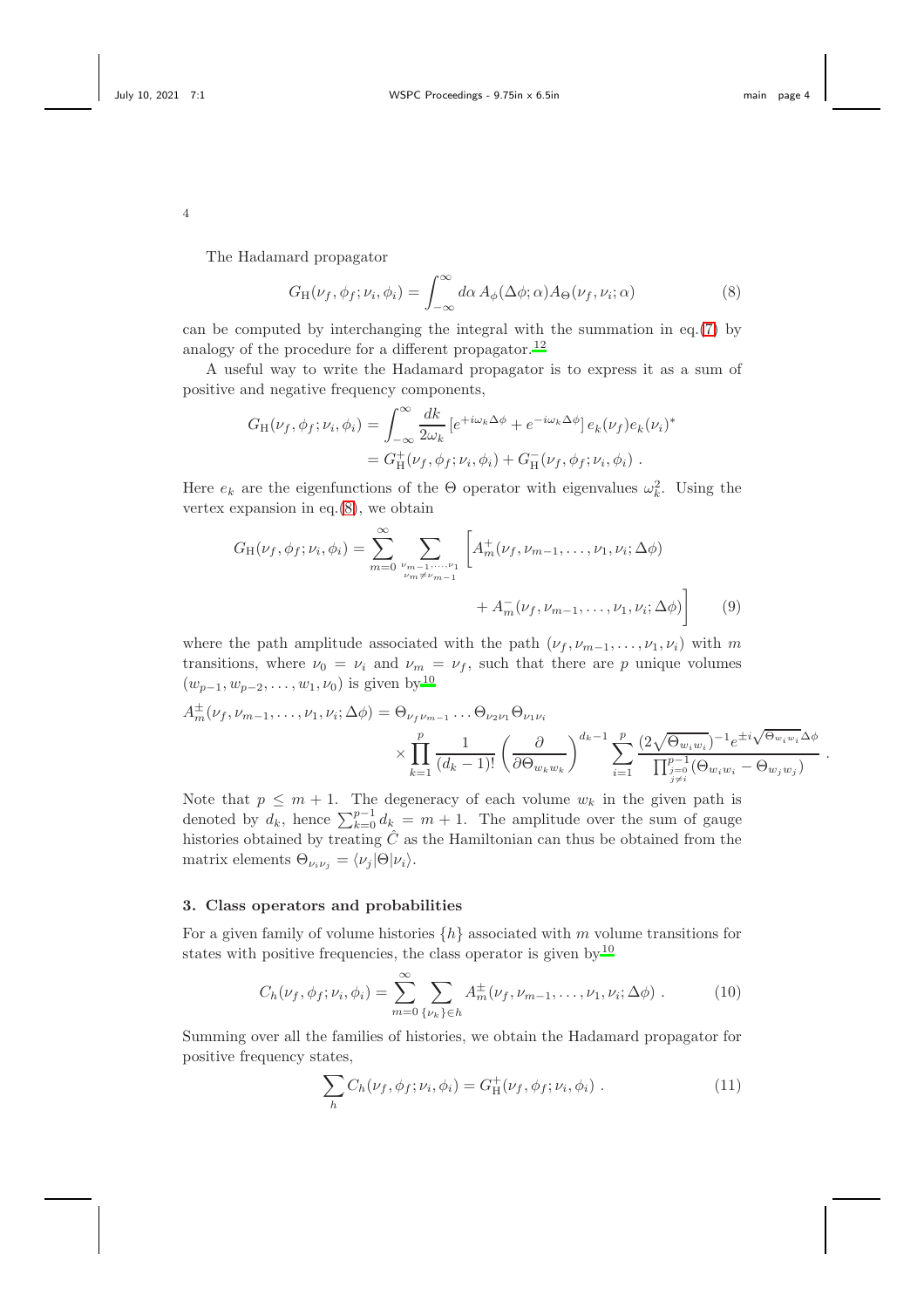The Hadamard propagator

$$G_{\rm H}(\nu_f, \phi_f; \nu_i, \phi_i) = \int_{-\infty}^{\infty} d\alpha \, A_\phi(\Delta\phi; \alpha) A_\Theta(\nu_f, \nu_i; \alpha) \tag{8}$$

can be computed by interchanging the integral with the summation in eq.(7) by analogy of the procedure for a different propagator.[12]

A useful way to write the Hadamard propagator is to express it as a sum of positive and negative frequency components,

$$\begin{aligned} G_{\rm H}(\nu_f, \phi_f; \nu_i, \phi_i) &= \int_{-\infty}^{\infty} \frac{dk}{2\omega_k} \left[e^{+i\omega_k \Delta\phi} + e^{-i\omega_k \Delta\phi}\right] e_k(\nu_f) e_k(\nu_i)^* \\ &= G^+_{\rm H}(\nu_f, \phi_f; \nu_i, \phi_i) + G^-_{\rm H}(\nu_f, \phi_f; \nu_i, \phi_i) \; . \end{aligned}$$

Here $e_k$ are the eigenfunctions of the $\Theta$ operator with eigenvalues $\omega_k^2$. Using the vertex expansion in eq.(8), we obtain

$$G_{\rm H}(\nu_f, \phi_f; \nu_i, \phi_i) = \sum_{m=0}^{\infty} \sum_{\substack{\nu_{m-1}, \ldots, \nu_1 \\ \nu_m \neq \nu_{m-1}}} \Big[ A_m^+(\nu_f, \nu_{m-1}, \ldots, \nu_1, \nu_i; \Delta\phi) + A_m^-(\nu_f, \nu_{m-1}, \ldots, \nu_1, \nu_i; \Delta\phi) \Big] \tag{9}$$

where the path amplitude associated with the path $(\nu_f, \nu_{m-1}, \ldots, \nu_1, \nu_i)$ with $m$ transitions, where $\nu_0 = \nu_i$ and $\nu_m = \nu_f$, such that there are $p$ unique volumes $(w_{p-1}, w_{p-2}, \ldots, w_1, \nu_0)$ is given by[10]

$$A_m^{\pm}(\nu_f, \nu_{m-1}, \ldots, \nu_1, \nu_i; \Delta\phi) = \Theta_{\nu_f \nu_{m-1}} \ldots \Theta_{\nu_2 \nu_1} \Theta_{\nu_1 \nu_i} \times \prod_{k=1}^{p} \frac{1}{(d_k - 1)!} \left( \frac{\partial}{\partial \Theta_{w_k w_k}} \right)^{d_k - 1} \sum_{i=1}^{p} \frac{(2\sqrt{\Theta_{w_i w_i}})^{-1} e^{\pm i \sqrt{\Theta_{w_i w_i}} \Delta\phi}}{\prod_{\substack{j=0 \\ j \neq i}}^{p-1} (\Theta_{w_i w_i} - \Theta_{w_j w_j})} \; .$$

Note that $p \leq m+1$. The degeneracy of each volume $w_k$ in the given path is denoted by $d_k$, hence $\sum_{k=0}^{p-1} d_k = m+1$. The amplitude over the sum of gauge histories obtained by treating $\hat{C}$ as the Hamiltonian can thus be obtained from the matrix elements $\Theta_{\nu_i \nu_j} = \langle \nu_j | \Theta | \nu_i \rangle$.

## 3. Class operators and probabilities

For a given family of volume histories $\{h\}$ associated with $m$ volume transitions for states with positive frequencies, the class operator is given by[10]

$$C_h(\nu_f, \phi_f; \nu_i, \phi_i) = \sum_{m=0}^{\infty} \sum_{\{\nu_k\} \in h} A_m^{\pm}(\nu_f, \nu_{m-1}, \ldots, \nu_1, \nu_i; \Delta\phi) \; . \tag{10}$$

Summing over all the families of histories, we obtain the Hadamard propagator for positive frequency states,

$$\sum_h C_h(\nu_f, \phi_f; \nu_i, \phi_i) = G^+_{\rm H}(\nu_f, \phi_f; \nu_i, \phi_i) \; . \tag{11}$$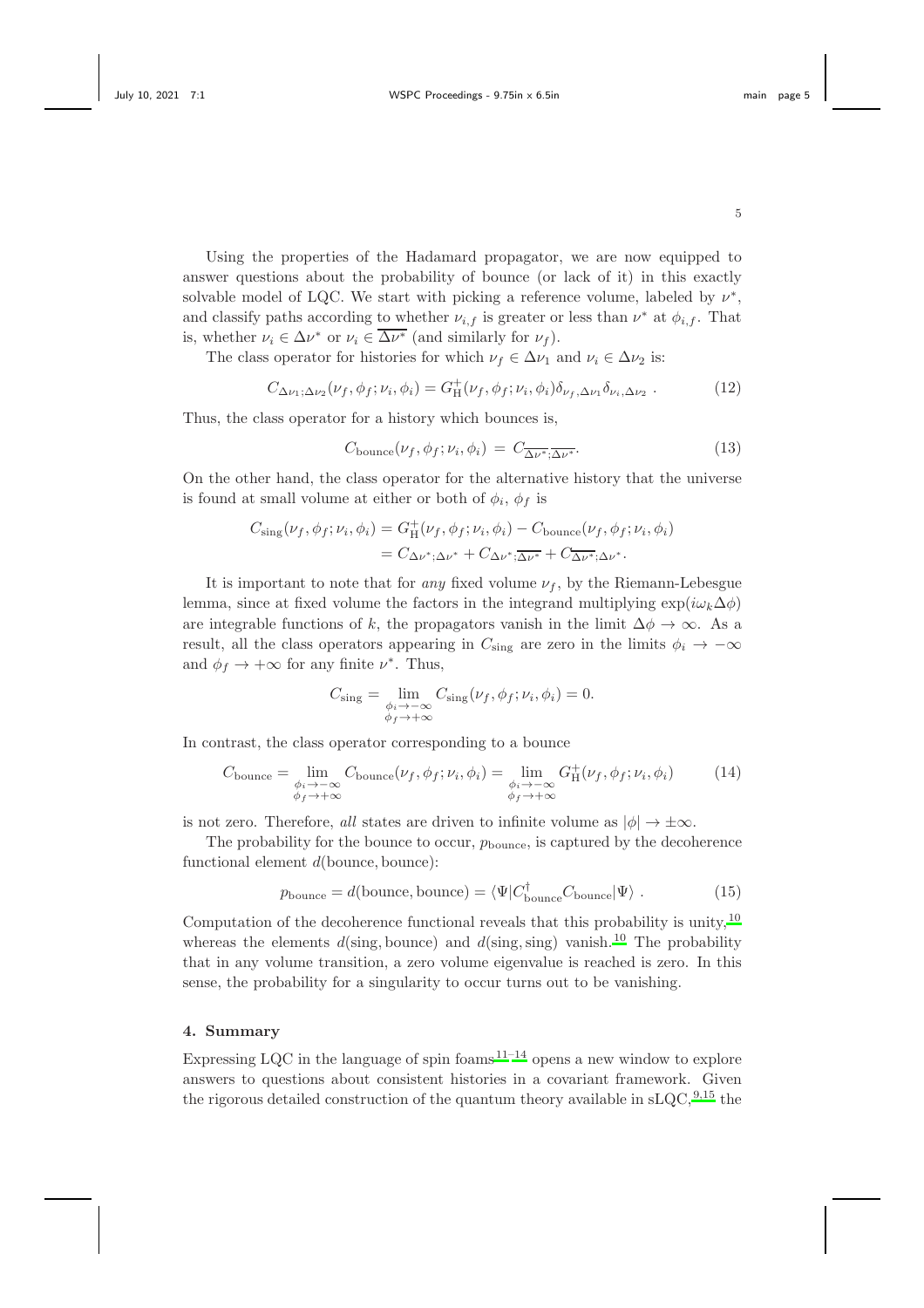Using the properties of the Hadamard propagator, we are now equipped to answer questions about the probability of bounce (or lack of it) in this exactly solvable model of LQC. We start with picking a reference volume, labeled by $\nu^*$, and classify paths according to whether $\nu_{i,f}$ is greater or less than $\nu^*$ at $\phi_{i,f}$. That is, whether $\nu_i \in \Delta\nu^*$ or $\nu_i \in \overline{\Delta\nu^*}$ (and similarly for $\nu_f$).

The class operator for histories for which $\nu_f \in \Delta\nu_1$ and $\nu_i \in \Delta\nu_2$ is:

$$C_{\Delta\nu_1;\Delta\nu_2}(\nu_f, \phi_f; \nu_i, \phi_i) = G^+_{\rm H}(\nu_f, \phi_f; \nu_i, \phi_i)\delta_{\nu_f,\Delta\nu_1}\delta_{\nu_i,\Delta\nu_2} \ . \tag{12}$$

Thus, the class operator for a history which bounces is,

$$C_{\rm bounce}(\nu_f, \phi_f; \nu_i, \phi_i) \ = \ C_{\overline{\Delta\nu^*};\overline{\Delta\nu^*}}. \tag{13}$$

On the other hand, the class operator for the alternative history that the universe is found at small volume at either or both of $\phi_i$, $\phi_f$ is

$$\begin{aligned} C_{\rm sing}(\nu_f, \phi_f; \nu_i, \phi_i) &= G^+_{\rm H}(\nu_f, \phi_f; \nu_i, \phi_i) - C_{\rm bounce}(\nu_f, \phi_f; \nu_i, \phi_i) \\ &= C_{\Delta\nu^*;\Delta\nu^*} + C_{\Delta\nu^*;\overline{\Delta\nu^*}} + C_{\overline{\Delta\nu^*};\Delta\nu^*}. \end{aligned}$$

It is important to note that for *any* fixed volume $\nu_f$, by the Riemann-Lebesgue lemma, since at fixed volume the factors in the integrand multiplying $\exp(i\omega_k\Delta\phi)$ are integrable functions of $k$, the propagators vanish in the limit $\Delta\phi \to \infty$. As a result, all the class operators appearing in $C_{\rm sing}$ are zero in the limits $\phi_i \to -\infty$ and $\phi_f \to +\infty$ for any finite $\nu^*$. Thus,

$$C_{\rm sing} = \lim_{\substack{\phi_i \to -\infty \\ \phi_f \to +\infty}} C_{\rm sing}(\nu_f, \phi_f; \nu_i, \phi_i) = 0.$$

In contrast, the class operator corresponding to a bounce

$$C_{\rm bounce} = \lim_{\substack{\phi_i \to -\infty \\ \phi_f \to +\infty}} C_{\rm bounce}(\nu_f, \phi_f; \nu_i, \phi_i) = \lim_{\substack{\phi_i \to -\infty \\ \phi_f \to +\infty}} G^+_{\rm H}(\nu_f, \phi_f; \nu_i, \phi_i) \tag{14}$$

is not zero. Therefore, *all* states are driven to infinite volume as $|\phi| \to \pm\infty$.

The probability for the bounce to occur, $p_{\rm bounce}$, is captured by the decoherence functional element $d(\text{bounce}, \text{bounce})$:

$$p_{\rm bounce} = d(\text{bounce}, \text{bounce}) = \langle\Psi|C^\dagger_{\rm bounce}C_{\rm bounce}|\Psi\rangle \ . \tag{15}$$

Computation of the decoherence functional reveals that this probability is unity,[10] whereas the elements $d(\text{sing}, \text{bounce})$ and $d(\text{sing}, \text{sing})$ vanish.[10] The probability that in any volume transition, a zero volume eigenvalue is reached is zero. In this sense, the probability for a singularity to occur turns out to be vanishing.

## 4. Summary

Expressing LQC in the language of spin foams[11–14] opens a new window to explore answers to questions about consistent histories in a covariant framework. Given the rigorous detailed construction of the quantum theory available in sLQC,[9,15] the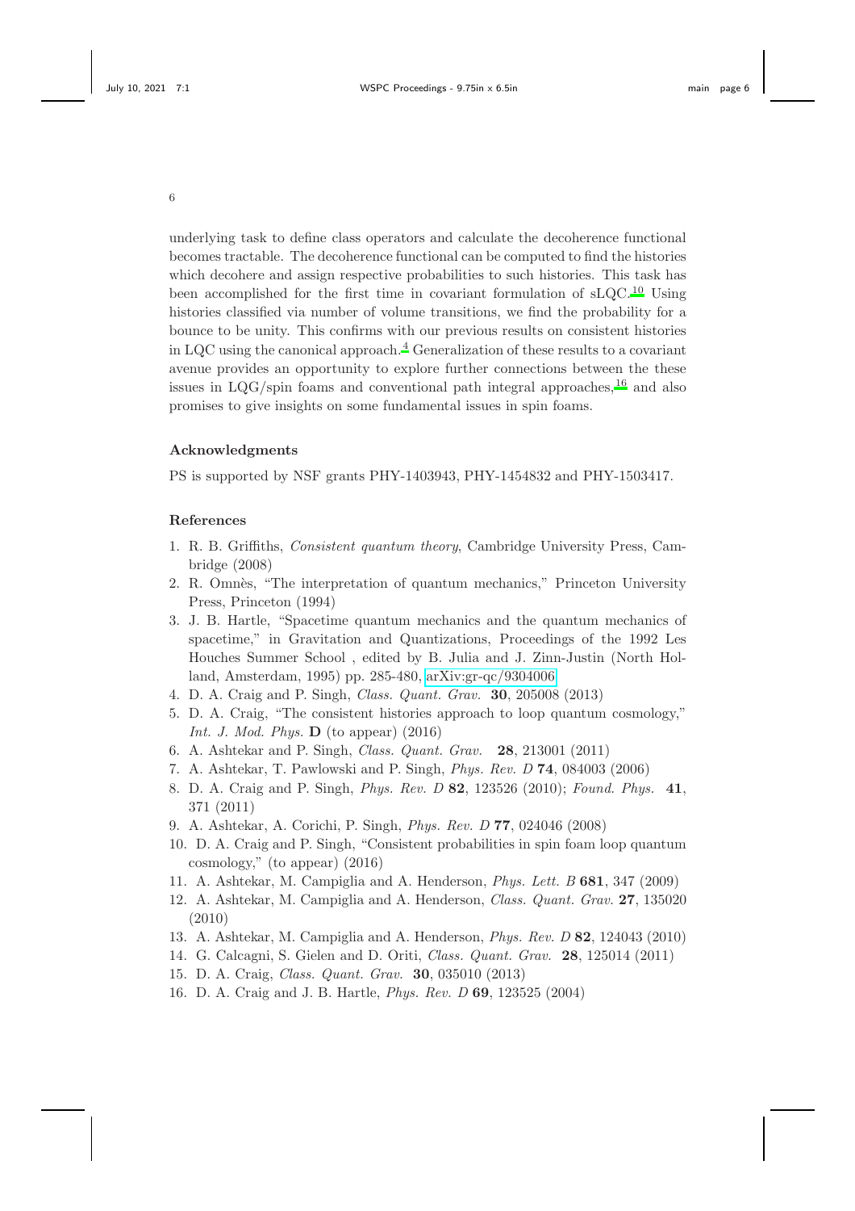underlying task to define class operators and calculate the decoherence functional becomes tractable. The decoherence functional can be computed to find the histories which decohere and assign respective probabilities to such histories. This task has been accomplished for the first time in covariant formulation of sLQC.[10] Using histories classified via number of volume transitions, we find the probability for a bounce to be unity. This confirms with our previous results on consistent histories in LQC using the canonical approach.[4] Generalization of these results to a covariant avenue provides an opportunity to explore further connections between the these issues in LQG/spin foams and conventional path integral approaches,[16] and also promises to give insights on some fundamental issues in spin foams.

## Acknowledgments

PS is supported by NSF grants PHY-1403943, PHY-1454832 and PHY-1503417.

## References

1. R. B. Griffiths, *Consistent quantum theory*, Cambridge University Press, Cambridge (2008)
2. R. Omnès, "The interpretation of quantum mechanics," Princeton University Press, Princeton (1994)
3. J. B. Hartle, "Spacetime quantum mechanics and the quantum mechanics of spacetime," in Gravitation and Quantizations, Proceedings of the 1992 Les Houches Summer School , edited by B. Julia and J. Zinn-Justin (North Holland, Amsterdam, 1995) pp. 285-480, arXiv:gr-qc/9304006
4. D. A. Craig and P. Singh, *Class. Quant. Grav.* **30**, 205008 (2013)
5. D. A. Craig, "The consistent histories approach to loop quantum cosmology," *Int. J. Mod. Phys.* **D** (to appear) (2016)
6. A. Ashtekar and P. Singh, *Class. Quant. Grav.* **28**, 213001 (2011)
7. A. Ashtekar, T. Pawlowski and P. Singh, *Phys. Rev. D* **74**, 084003 (2006)
8. D. A. Craig and P. Singh, *Phys. Rev. D* **82**, 123526 (2010); *Found. Phys.* **41**, 371 (2011)
9. A. Ashtekar, A. Corichi, P. Singh, *Phys. Rev. D* **77**, 024046 (2008)
10. D. A. Craig and P. Singh, "Consistent probabilities in spin foam loop quantum cosmology," (to appear) (2016)
11. A. Ashtekar, M. Campiglia and A. Henderson, *Phys. Lett. B* **681**, 347 (2009)
12. A. Ashtekar, M. Campiglia and A. Henderson, *Class. Quant. Grav.* **27**, 135020 (2010)
13. A. Ashtekar, M. Campiglia and A. Henderson, *Phys. Rev. D* **82**, 124043 (2010)
14. G. Calcagni, S. Gielen and D. Oriti, *Class. Quant. Grav.* **28**, 125014 (2011)
15. D. A. Craig, *Class. Quant. Grav.* **30**, 035010 (2013)
16. D. A. Craig and J. B. Hartle, *Phys. Rev. D* **69**, 123525 (2004)